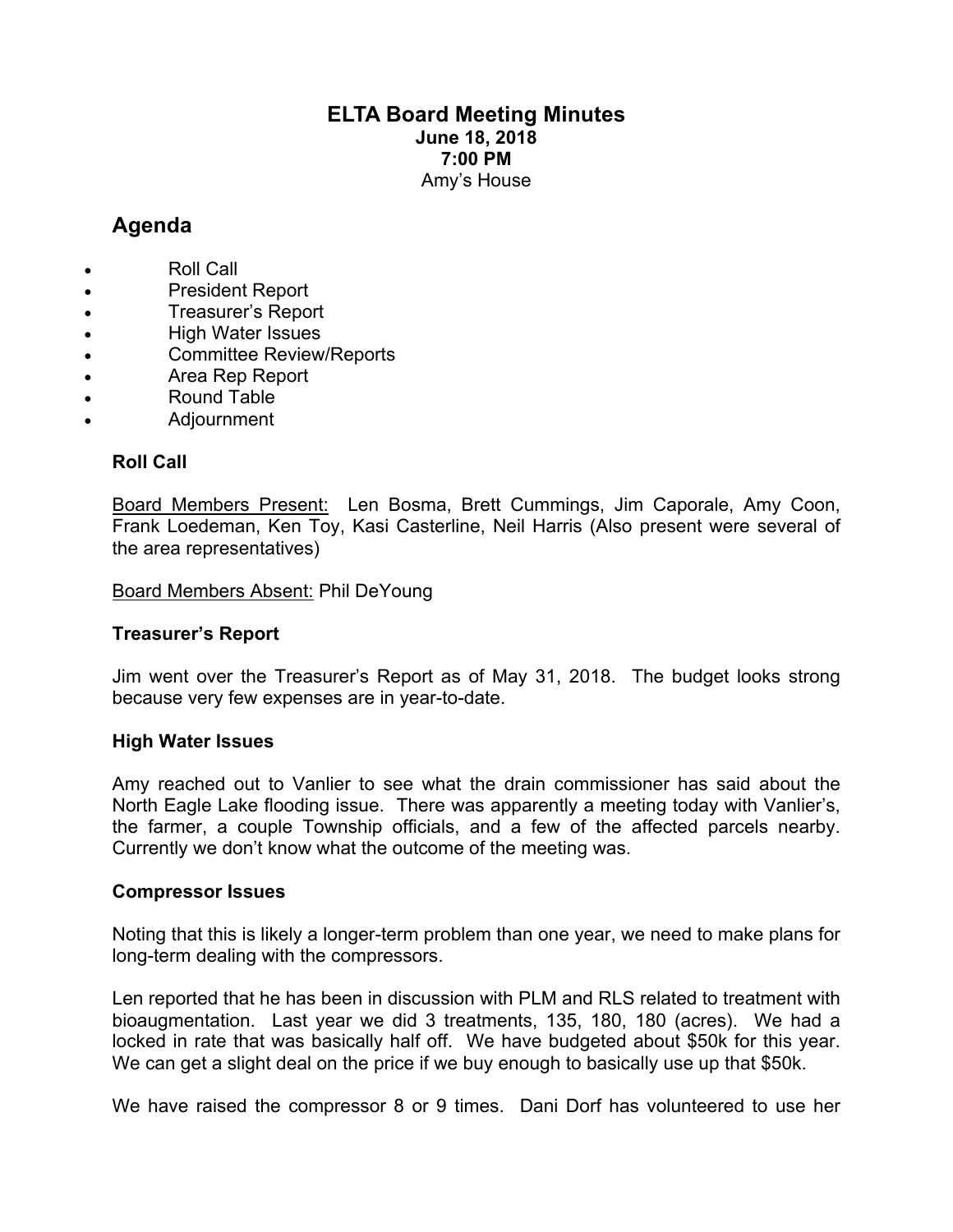# ELTA Board Meeting Minutes

**June 18, 2018**
**7:00 PM**
Amy's House

## Agenda

- Roll Call
- President Report
- Treasurer's Report
- High Water Issues
- Committee Review/Reports
- Area Rep Report
- Round Table
- Adjournment

### Roll Call

Board Members Present: Len Bosma, Brett Cummings, Jim Caporale, Amy Coon, Frank Loedeman, Ken Toy, Kasi Casterline, Neil Harris (Also present were several of the area representatives)

Board Members Absent: Phil DeYoung

### Treasurer's Report

Jim went over the Treasurer's Report as of May 31, 2018. The budget looks strong because very few expenses are in year-to-date.

### High Water Issues

Amy reached out to Vanlier to see what the drain commissioner has said about the North Eagle Lake flooding issue. There was apparently a meeting today with Vanlier's, the farmer, a couple Township officials, and a few of the affected parcels nearby. Currently we don't know what the outcome of the meeting was.

### Compressor Issues

Noting that this is likely a longer-term problem than one year, we need to make plans for long-term dealing with the compressors.

Len reported that he has been in discussion with PLM and RLS related to treatment with bioaugmentation. Last year we did 3 treatments, 135, 180, 180 (acres). We had a locked in rate that was basically half off. We have budgeted about $50k for this year. We can get a slight deal on the price if we buy enough to basically use up that $50k.

We have raised the compressor 8 or 9 times. Dani Dorf has volunteered to use her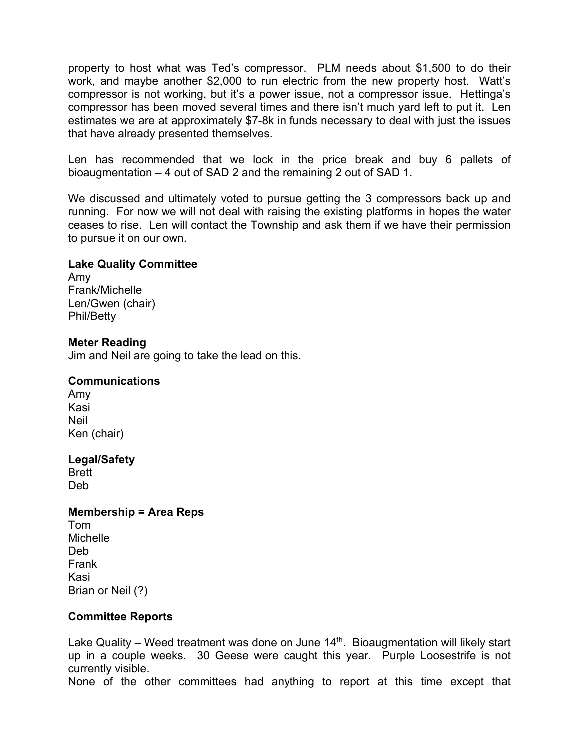property to host what was Ted's compressor. PLM needs about $1,500 to do their work, and maybe another $2,000 to run electric from the new property host. Watt's compressor is not working, but it's a power issue, not a compressor issue. Hettinga's compressor has been moved several times and there isn't much yard left to put it. Len estimates we are at approximately $7-8k in funds necessary to deal with just the issues that have already presented themselves.

Len has recommended that we lock in the price break and buy 6 pallets of bioaugmentation – 4 out of SAD 2 and the remaining 2 out of SAD 1.

We discussed and ultimately voted to pursue getting the 3 compressors back up and running. For now we will not deal with raising the existing platforms in hopes the water ceases to rise. Len will contact the Township and ask them if we have their permission to pursue it on our own.

**Lake Quality Committee**

Amy
Frank/Michelle
Len/Gwen (chair)
Phil/Betty

**Meter Reading**

Jim and Neil are going to take the lead on this.

**Communications**

Amy
Kasi
Neil
Ken (chair)

**Legal/Safety**

Brett
Deb

**Membership = Area Reps**

Tom
Michelle
Deb
Frank
Kasi
Brian or Neil (?)

**Committee Reports**

Lake Quality – Weed treatment was done on June 14th. Bioaugmentation will likely start up in a couple weeks. 30 Geese were caught this year. Purple Loosestrife is not currently visible.

None of the other committees had anything to report at this time except that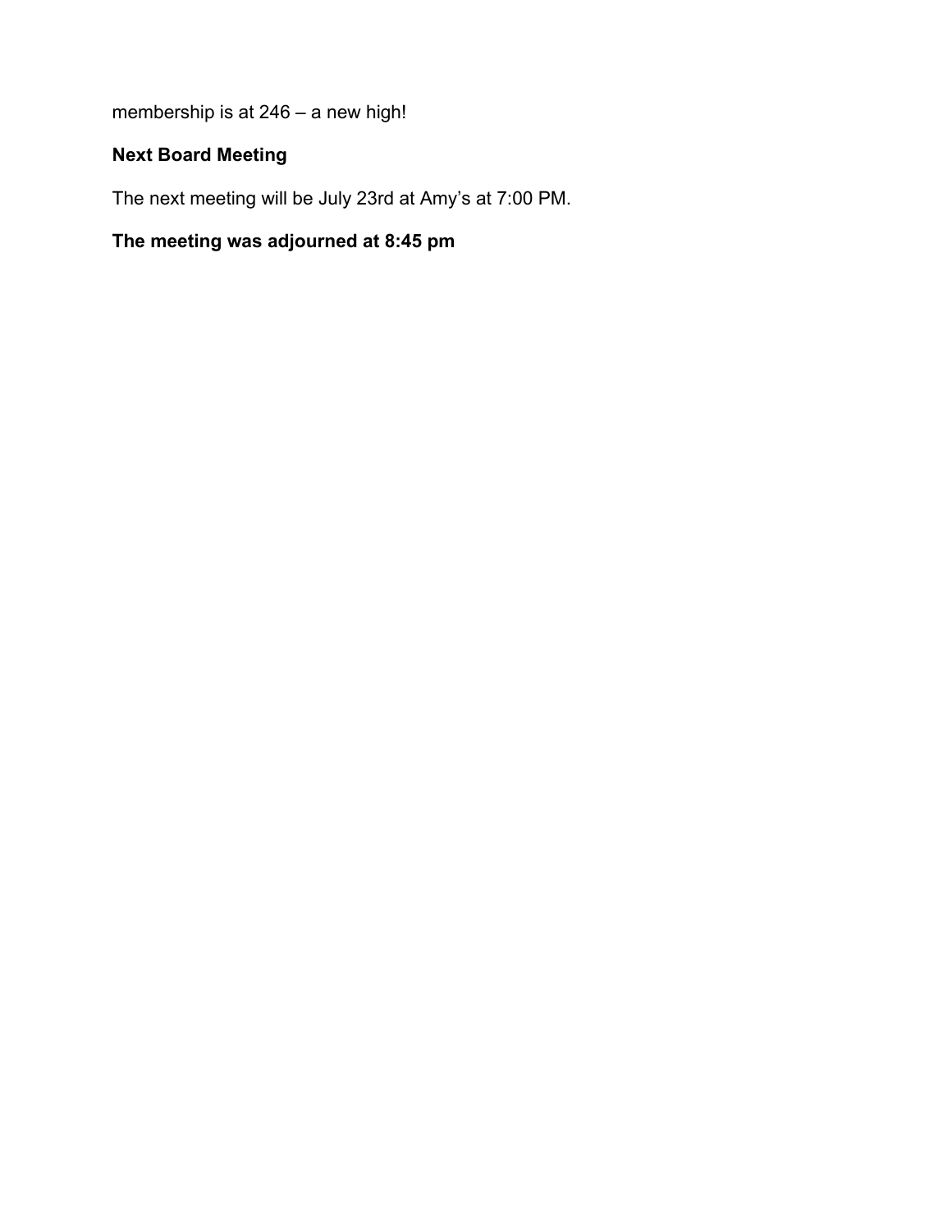membership is at 246 – a new high!

**Next Board Meeting**

The next meeting will be July 23rd at Amy’s at 7:00 PM.

**The meeting was adjourned at 8:45 pm**